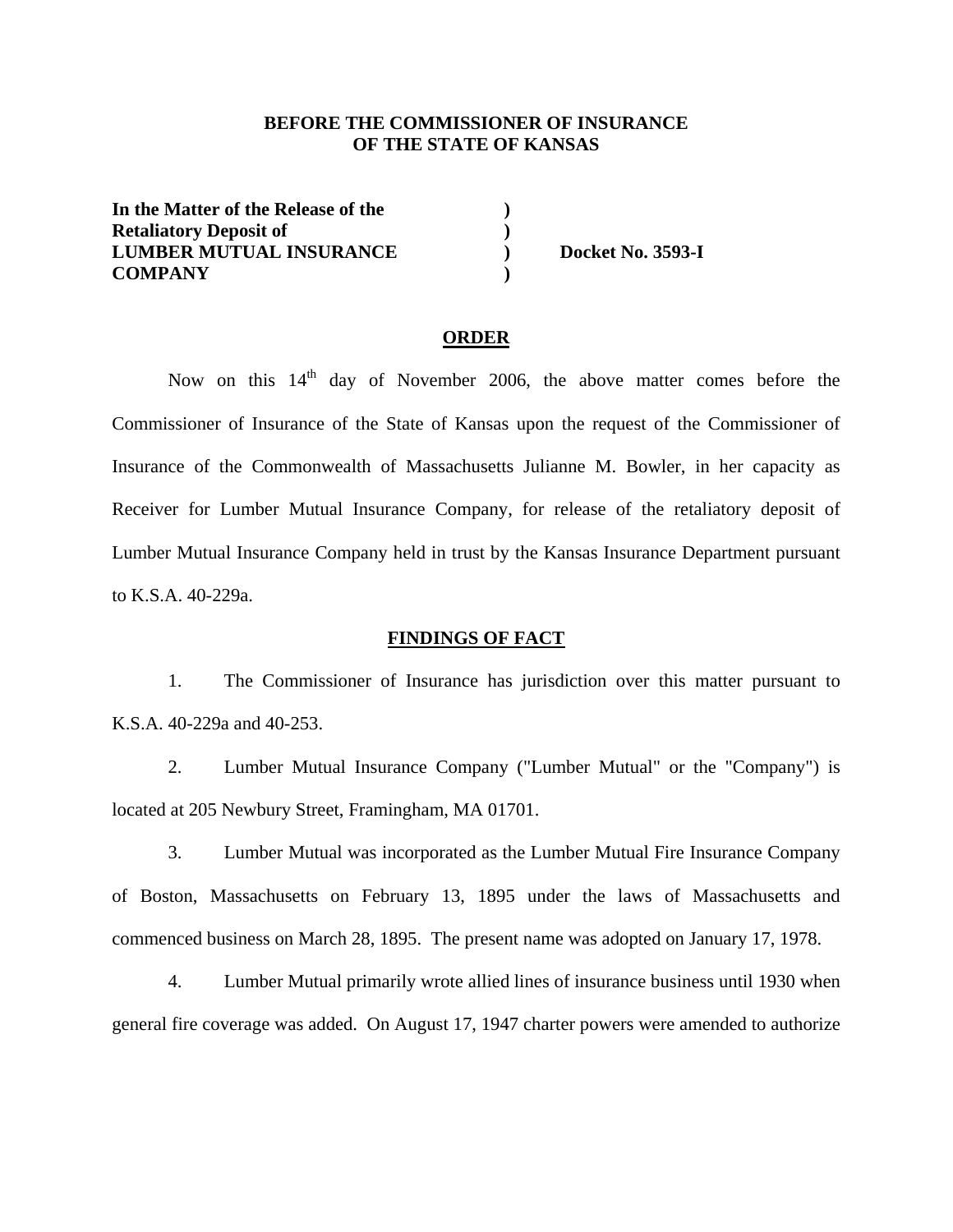**BEFORE THE COMMISSIONER OF INSURANCE**
**OF THE STATE OF KANSAS**

**In the Matter of the Release of the** )
**Retaliatory Deposit of** )
**LUMBER MUTUAL INSURANCE** ) **Docket No. 3593-I**
**COMPANY** )

## ORDER

Now on this 14th day of November 2006, the above matter comes before the Commissioner of Insurance of the State of Kansas upon the request of the Commissioner of Insurance of the Commonwealth of Massachusetts Julianne M. Bowler, in her capacity as Receiver for Lumber Mutual Insurance Company, for release of the retaliatory deposit of Lumber Mutual Insurance Company held in trust by the Kansas Insurance Department pursuant to K.S.A. 40-229a.

## FINDINGS OF FACT

1. The Commissioner of Insurance has jurisdiction over this matter pursuant to K.S.A. 40-229a and 40-253.

2. Lumber Mutual Insurance Company ("Lumber Mutual" or the "Company") is located at 205 Newbury Street, Framingham, MA 01701.

3. Lumber Mutual was incorporated as the Lumber Mutual Fire Insurance Company of Boston, Massachusetts on February 13, 1895 under the laws of Massachusetts and commenced business on March 28, 1895. The present name was adopted on January 17, 1978.

4. Lumber Mutual primarily wrote allied lines of insurance business until 1930 when general fire coverage was added. On August 17, 1947 charter powers were amended to authorize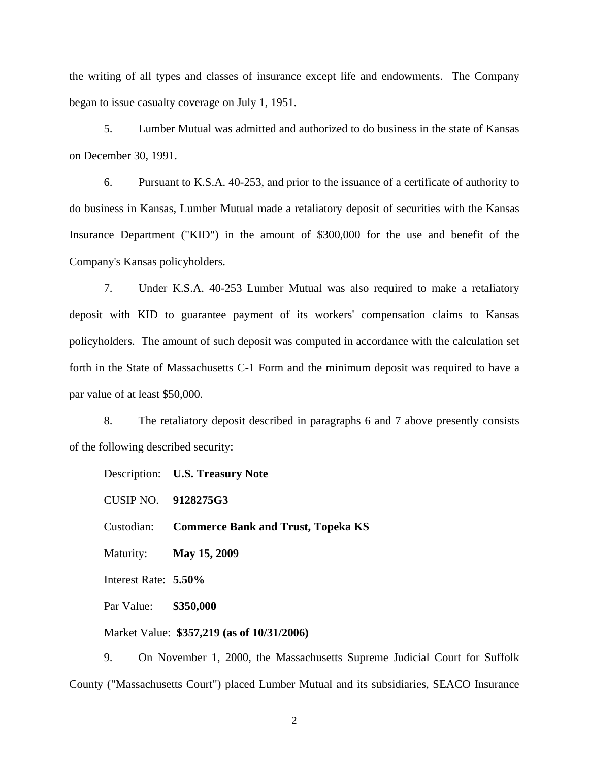the writing of all types and classes of insurance except life and endowments. The Company began to issue casualty coverage on July 1, 1951.

5. Lumber Mutual was admitted and authorized to do business in the state of Kansas on December 30, 1991.

6. Pursuant to K.S.A. 40-253, and prior to the issuance of a certificate of authority to do business in Kansas, Lumber Mutual made a retaliatory deposit of securities with the Kansas Insurance Department ("KID") in the amount of $300,000 for the use and benefit of the Company's Kansas policyholders.

7. Under K.S.A. 40-253 Lumber Mutual was also required to make a retaliatory deposit with KID to guarantee payment of its workers' compensation claims to Kansas policyholders. The amount of such deposit was computed in accordance with the calculation set forth in the State of Massachusetts C-1 Form and the minimum deposit was required to have a par value of at least $50,000.

8. The retaliatory deposit described in paragraphs 6 and 7 above presently consists of the following described security:

Description: **U.S. Treasury Note**

CUSIP NO. **9128275G3**

Custodian: **Commerce Bank and Trust, Topeka KS**

Maturity: **May 15, 2009**

Interest Rate: **5.50%**

Par Value: **$350,000**

Market Value: **$357,219 (as of 10/31/2006)**

9. On November 1, 2000, the Massachusetts Supreme Judicial Court for Suffolk County ("Massachusetts Court") placed Lumber Mutual and its subsidiaries, SEACO Insurance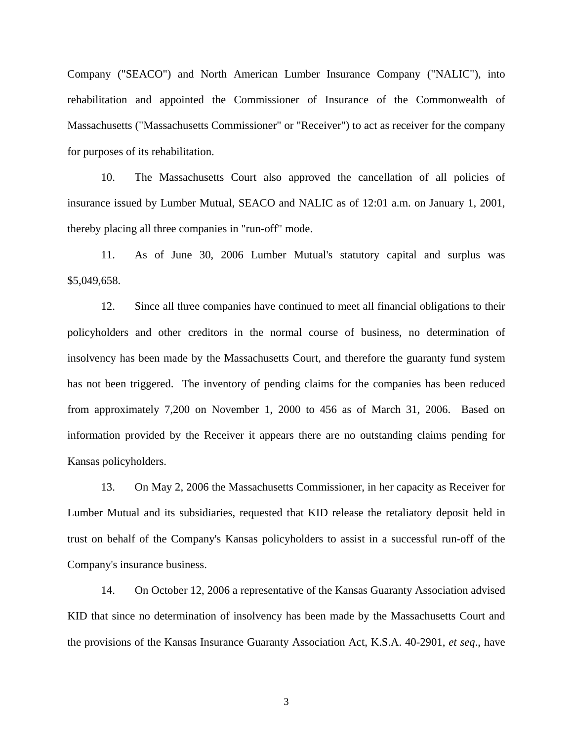Company ("SEACO") and North American Lumber Insurance Company ("NALIC"), into rehabilitation and appointed the Commissioner of Insurance of the Commonwealth of Massachusetts ("Massachusetts Commissioner" or "Receiver") to act as receiver for the company for purposes of its rehabilitation.

10. The Massachusetts Court also approved the cancellation of all policies of insurance issued by Lumber Mutual, SEACO and NALIC as of 12:01 a.m. on January 1, 2001, thereby placing all three companies in "run-off" mode.

11. As of June 30, 2006 Lumber Mutual's statutory capital and surplus was $5,049,658.

12. Since all three companies have continued to meet all financial obligations to their policyholders and other creditors in the normal course of business, no determination of insolvency has been made by the Massachusetts Court, and therefore the guaranty fund system has not been triggered. The inventory of pending claims for the companies has been reduced from approximately 7,200 on November 1, 2000 to 456 as of March 31, 2006. Based on information provided by the Receiver it appears there are no outstanding claims pending for Kansas policyholders.

13. On May 2, 2006 the Massachusetts Commissioner, in her capacity as Receiver for Lumber Mutual and its subsidiaries, requested that KID release the retaliatory deposit held in trust on behalf of the Company's Kansas policyholders to assist in a successful run-off of the Company's insurance business.

14. On October 12, 2006 a representative of the Kansas Guaranty Association advised KID that since no determination of insolvency has been made by the Massachusetts Court and the provisions of the Kansas Insurance Guaranty Association Act, K.S.A. 40-2901, *et seq*., have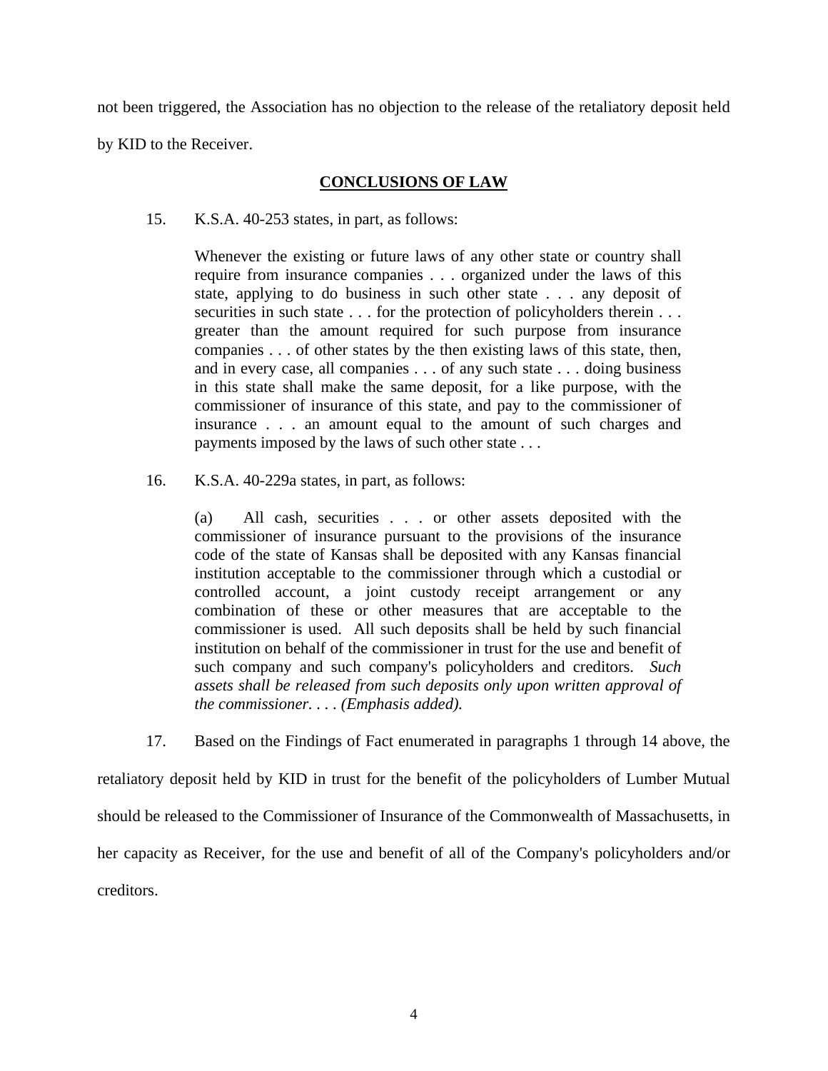not been triggered, the Association has no objection to the release of the retaliatory deposit held by KID to the Receiver.

## CONCLUSIONS OF LAW

15. K.S.A. 40-253 states, in part, as follows:

> Whenever the existing or future laws of any other state or country shall require from insurance companies . . . organized under the laws of this state, applying to do business in such other state . . . any deposit of securities in such state . . . for the protection of policyholders therein . . . greater than the amount required for such purpose from insurance companies . . . of other states by the then existing laws of this state, then, and in every case, all companies . . . of any such state . . . doing business in this state shall make the same deposit, for a like purpose, with the commissioner of insurance of this state, and pay to the commissioner of insurance . . . an amount equal to the amount of such charges and payments imposed by the laws of such other state . . .

16. K.S.A. 40-229a states, in part, as follows:

> (a) All cash, securities . . . or other assets deposited with the commissioner of insurance pursuant to the provisions of the insurance code of the state of Kansas shall be deposited with any Kansas financial institution acceptable to the commissioner through which a custodial or controlled account, a joint custody receipt arrangement or any combination of these or other measures that are acceptable to the commissioner is used. All such deposits shall be held by such financial institution on behalf of the commissioner in trust for the use and benefit of such company and such company's policyholders and creditors. *Such assets shall be released from such deposits only upon written approval of the commissioner. . . . (Emphasis added).*

17. Based on the Findings of Fact enumerated in paragraphs 1 through 14 above, the retaliatory deposit held by KID in trust for the benefit of the policyholders of Lumber Mutual should be released to the Commissioner of Insurance of the Commonwealth of Massachusetts, in her capacity as Receiver, for the use and benefit of all of the Company's policyholders and/or creditors.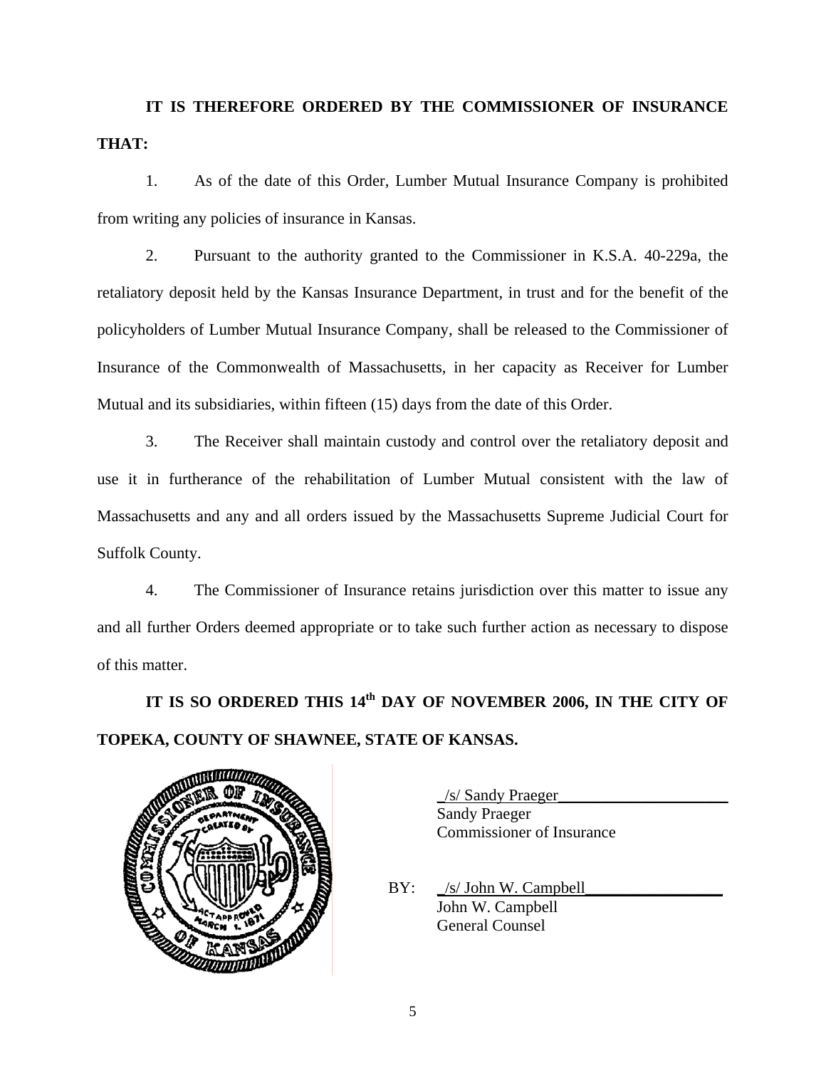**IT IS THEREFORE ORDERED BY THE COMMISSIONER OF INSURANCE THAT:**

1. As of the date of this Order, Lumber Mutual Insurance Company is prohibited from writing any policies of insurance in Kansas.

2. Pursuant to the authority granted to the Commissioner in K.S.A. 40-229a, the retaliatory deposit held by the Kansas Insurance Department, in trust and for the benefit of the policyholders of Lumber Mutual Insurance Company, shall be released to the Commissioner of Insurance of the Commonwealth of Massachusetts, in her capacity as Receiver for Lumber Mutual and its subsidiaries, within fifteen (15) days from the date of this Order.

3. The Receiver shall maintain custody and control over the retaliatory deposit and use it in furtherance of the rehabilitation of Lumber Mutual consistent with the law of Massachusetts and any and all orders issued by the Massachusetts Supreme Judicial Court for Suffolk County.

4. The Commissioner of Insurance retains jurisdiction over this matter to issue any and all further Orders deemed appropriate or to take such further action as necessary to dispose of this matter.

**IT IS SO ORDERED THIS 14th DAY OF NOVEMBER 2006, IN THE CITY OF TOPEKA, COUNTY OF SHAWNEE, STATE OF KANSAS.**

_/s/ Sandy Praeger_____________________
Sandy Praeger
Commissioner of Insurance

BY: _/s/ John W. Campbell_________________
John W. Campbell
General Counsel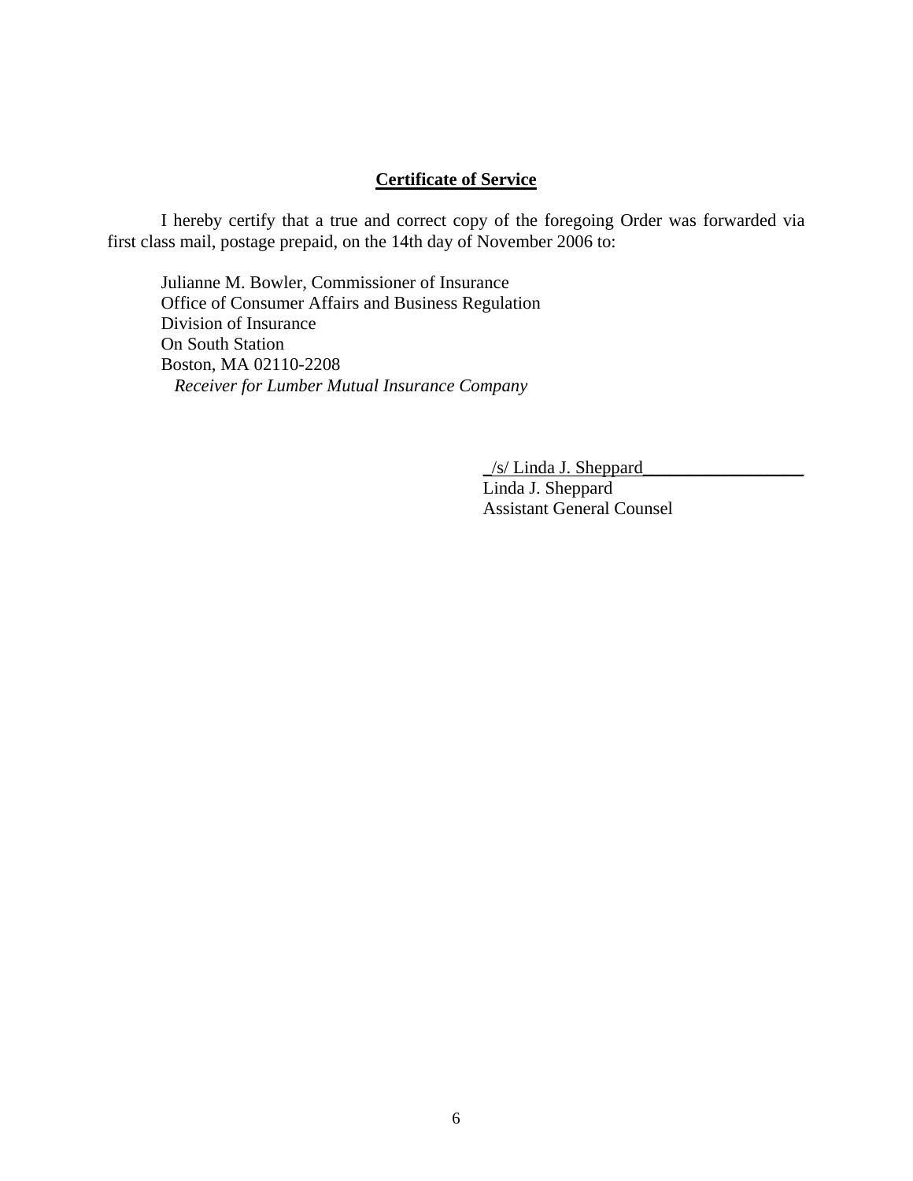**Certificate of Service**

I hereby certify that a true and correct copy of the foregoing Order was forwarded via first class mail, postage prepaid, on the 14th day of November 2006 to:

Julianne M. Bowler, Commissioner of Insurance
Office of Consumer Affairs and Business Regulation
Division of Insurance
On South Station
Boston, MA 02110-2208
*Receiver for Lumber Mutual Insurance Company*

_/s/ Linda J. Sheppard___________________
Linda J. Sheppard
Assistant General Counsel